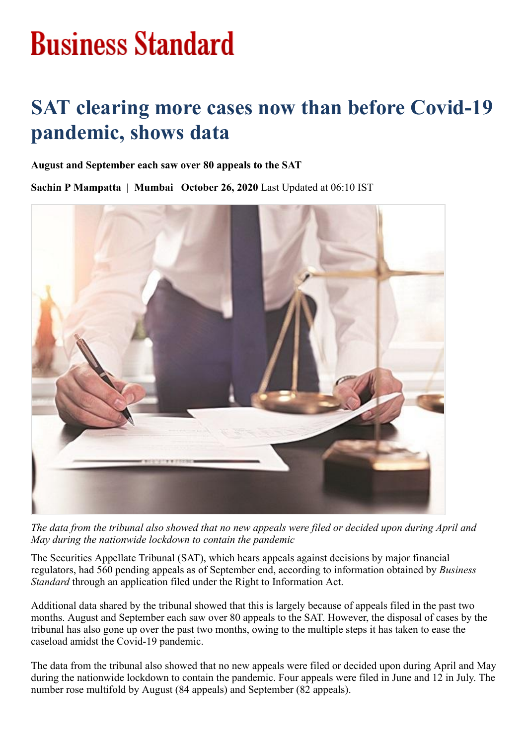# Business Standard

# SAT clearing more cases now than before Covid-19 pandemic, shows data

**August and September each saw over 80 appeals to the SAT**

**Sachin P Mampatta | Mumbai October 26, 2020** Last Updated at 06:10 IST

*The data from the tribunal also showed that no new appeals were filed or decided upon during April and May during the nationwide lockdown to contain the pandemic*

The Securities Appellate Tribunal (SAT), which hears appeals against decisions by major financial regulators, had 560 pending appeals as of September end, according to information obtained by *Business Standard* through an application filed under the Right to Information Act.

Additional data shared by the tribunal showed that this is largely because of appeals filed in the past two months. August and September each saw over 80 appeals to the SAT. However, the disposal of cases by the tribunal has also gone up over the past two months, owing to the multiple steps it has taken to ease the caseload amidst the Covid-19 pandemic.

The data from the tribunal also showed that no new appeals were filed or decided upon during April and May during the nationwide lockdown to contain the pandemic. Four appeals were filed in June and 12 in July. The number rose multifold by August (84 appeals) and September (82 appeals).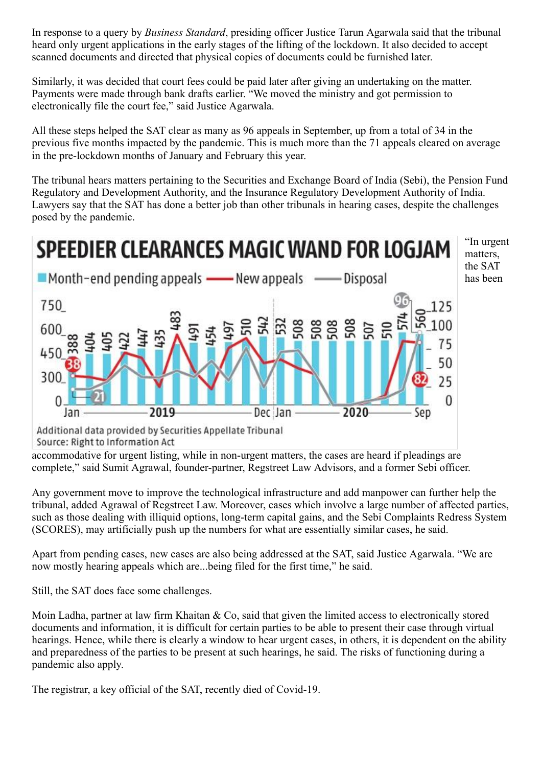In response to a query by *Business Standard*, presiding officer Justice Tarun Agarwala said that the tribunal heard only urgent applications in the early stages of the lifting of the lockdown. It also decided to accept scanned documents and directed that physical copies of documents could be furnished later.

Similarly, it was decided that court fees could be paid later after giving an undertaking on the matter. Payments were made through bank drafts earlier. "We moved the ministry and got permission to electronically file the court fee," said Justice Agarwala.

All these steps helped the SAT clear as many as 96 appeals in September, up from a total of 34 in the previous five months impacted by the pandemic. This is much more than the 71 appeals cleared on average in the pre-lockdown months of January and February this year.

The tribunal hears matters pertaining to the Securities and Exchange Board of India (Sebi), the Pension Fund Regulatory and Development Authority, and the Insurance Regulatory Development Authority of India. Lawyers say that the SAT has done a better job than other tribunals in hearing cases, despite the challenges posed by the pandemic.

**SPEEDIER CLEARANCES MAGIC WAND FOR LOGJAM**

Month-end pending appeals — New appeals — Disposal

750, 600, 450, 300, 0

125, 100, 75, 50, 25, 0

388, 404, 405, 422, 447, 435, 483, 491, 454, 497, 510, 542, 532, 508, 508, 508, 508, 507, 510, 574, 560

38, 21, 96, 82

Jan — 2019 — Dec Jan — 2020 — Sep

Additional data provided by Securities Appellate Tribunal

Source: Right to Information Act

"In urgent matters, the SAT has been accommodative for urgent listing, while in non-urgent matters, the cases are heard if pleadings are complete," said Sumit Agrawal, founder-partner, Regstreet Law Advisors, and a former Sebi officer.

Any government move to improve the technological infrastructure and add manpower can further help the tribunal, added Agrawal of Regstreet Law. Moreover, cases which involve a large number of affected parties, such as those dealing with illiquid options, long-term capital gains, and the Sebi Complaints Redress System (SCORES), may artificially push up the numbers for what are essentially similar cases, he said.

Apart from pending cases, new cases are also being addressed at the SAT, said Justice Agarwala. "We are now mostly hearing appeals which are...being filed for the first time," he said.

Still, the SAT does face some challenges.

Moin Ladha, partner at law firm Khaitan & Co, said that given the limited access to electronically stored documents and information, it is difficult for certain parties to be able to present their case through virtual hearings. Hence, while there is clearly a window to hear urgent cases, in others, it is dependent on the ability and preparedness of the parties to be present at such hearings, he said. The risks of functioning during a pandemic also apply.

The registrar, a key official of the SAT, recently died of Covid-19.